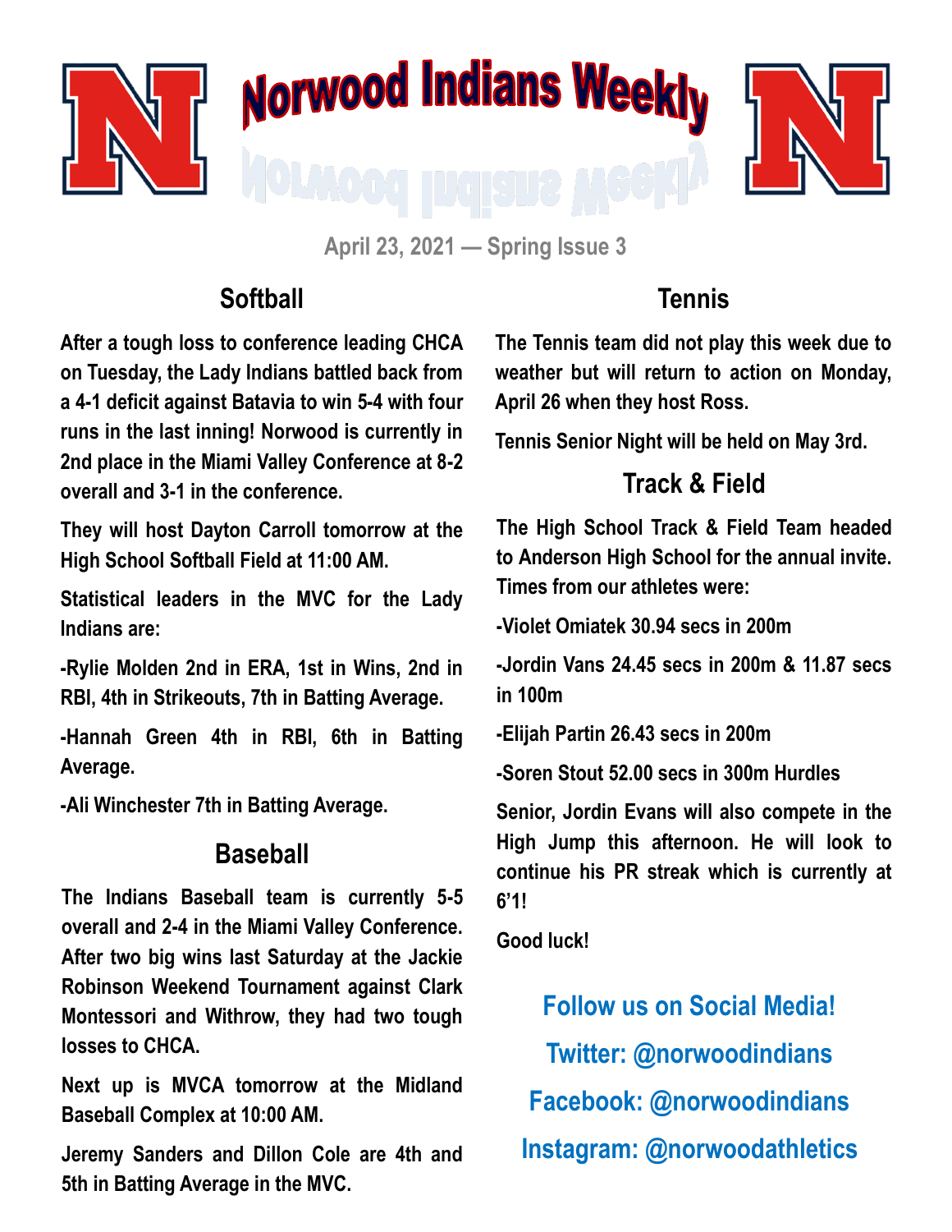# Norwood Indians Weekly

April 23, 2021 — Spring Issue 3

## Softball

After a tough loss to conference leading CHCA on Tuesday, the Lady Indians battled back from a 4-1 deficit against Batavia to win 5-4 with four runs in the last inning! Norwood is currently in 2nd place in the Miami Valley Conference at 8-2 overall and 3-1 in the conference.

They will host Dayton Carroll tomorrow at the High School Softball Field at 11:00 AM.

Statistical leaders in the MVC for the Lady Indians are:

-Rylie Molden 2nd in ERA, 1st in Wins, 2nd in RBI, 4th in Strikeouts, 7th in Batting Average.

-Hannah Green 4th in RBI, 6th in Batting Average.

-Ali Winchester 7th in Batting Average.

## Baseball

The Indians Baseball team is currently 5-5 overall and 2-4 in the Miami Valley Conference. After two big wins last Saturday at the Jackie Robinson Weekend Tournament against Clark Montessori and Withrow, they had two tough losses to CHCA.

Next up is MVCA tomorrow at the Midland Baseball Complex at 10:00 AM.

Jeremy Sanders and Dillon Cole are 4th and 5th in Batting Average in the MVC.

## Tennis

The Tennis team did not play this week due to weather but will return to action on Monday, April 26 when they host Ross.

Tennis Senior Night will be held on May 3rd.

## Track & Field

The High School Track & Field Team headed to Anderson High School for the annual invite. Times from our athletes were:

-Violet Omiatek 30.94 secs in 200m

-Jordin Vans 24.45 secs in 200m & 11.87 secs in 100m

-Elijah Partin 26.43 secs in 200m

-Soren Stout 52.00 secs in 300m Hurdles

Senior, Jordin Evans will also compete in the High Jump this afternoon. He will look to continue his PR streak which is currently at 6'1!

Good luck!

**Follow us on Social Media!**

**Twitter: @norwoodindians**

**Facebook: @norwoodindians**

**Instagram: @norwoodathletics**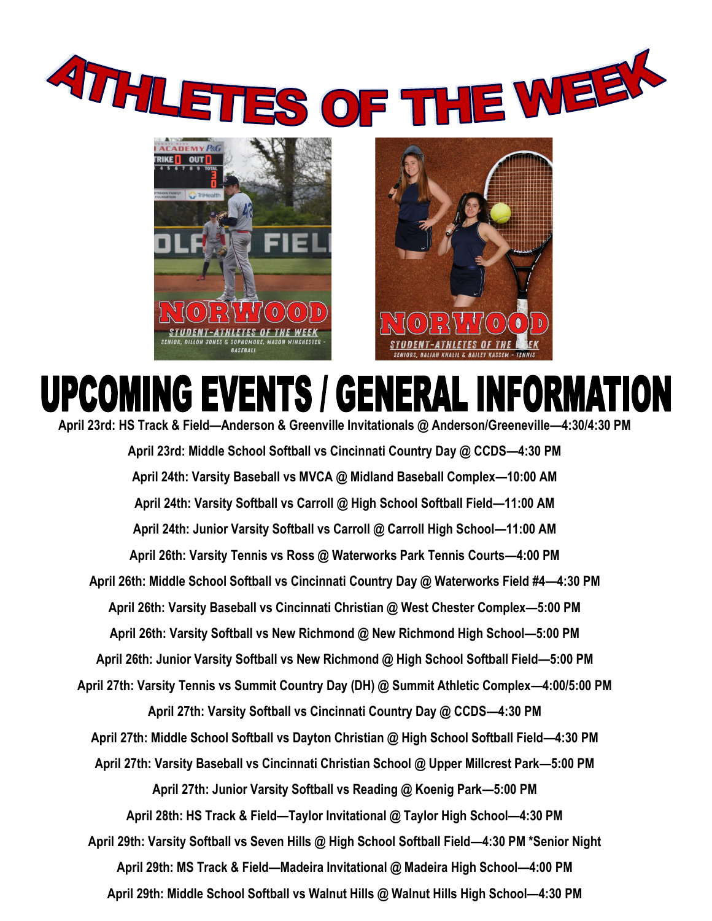# ATHLETES OF THE WEEK

NORWOOD
STUDENT-ATHLETES OF THE WEEK
SENIOR, DILLON JONES & SOPHOMORE, MASON WINCHESTER - BASEBALL

NORWOOD
STUDENT-ATHLETES OF THE WEEK
SENIORS, DALIAH KHALIL & BAILEY KASSEM - TENNIS

# UPCOMING EVENTS / GENERAL INFORMATION

**April 23rd: HS Track & Field—Anderson & Greenville Invitationals @ Anderson/Greeneville—4:30/4:30 PM**

**April 23rd: Middle School Softball vs Cincinnati Country Day @ CCDS—4:30 PM**

**April 24th: Varsity Baseball vs MVCA @ Midland Baseball Complex—10:00 AM**

**April 24th: Varsity Softball vs Carroll @ High School Softball Field—11:00 AM**

**April 24th: Junior Varsity Softball vs Carroll @ Carroll High School—11:00 AM**

**April 26th: Varsity Tennis vs Ross @ Waterworks Park Tennis Courts—4:00 PM**

**April 26th: Middle School Softball vs Cincinnati Country Day @ Waterworks Field #4—4:30 PM**

**April 26th: Varsity Baseball vs Cincinnati Christian @ West Chester Complex—5:00 PM**

**April 26th: Varsity Softball vs New Richmond @ New Richmond High School—5:00 PM**

**April 26th: Junior Varsity Softball vs New Richmond @ High School Softball Field—5:00 PM**

**April 27th: Varsity Tennis vs Summit Country Day (DH) @ Summit Athletic Complex—4:00/5:00 PM**

**April 27th: Varsity Softball vs Cincinnati Country Day @ CCDS—4:30 PM**

**April 27th: Middle School Softball vs Dayton Christian @ High School Softball Field—4:30 PM**

**April 27th: Varsity Baseball vs Cincinnati Christian School @ Upper Millcrest Park—5:00 PM**

**April 27th: Junior Varsity Softball vs Reading @ Koenig Park—5:00 PM**

**April 28th: HS Track & Field—Taylor Invitational @ Taylor High School—4:30 PM**

**April 29th: Varsity Softball vs Seven Hills @ High School Softball Field—4:30 PM *Senior Night**

**April 29th: MS Track & Field—Madeira Invitational @ Madeira High School—4:00 PM**

**April 29th: Middle School Softball vs Walnut Hills @ Walnut Hills High School—4:30 PM**